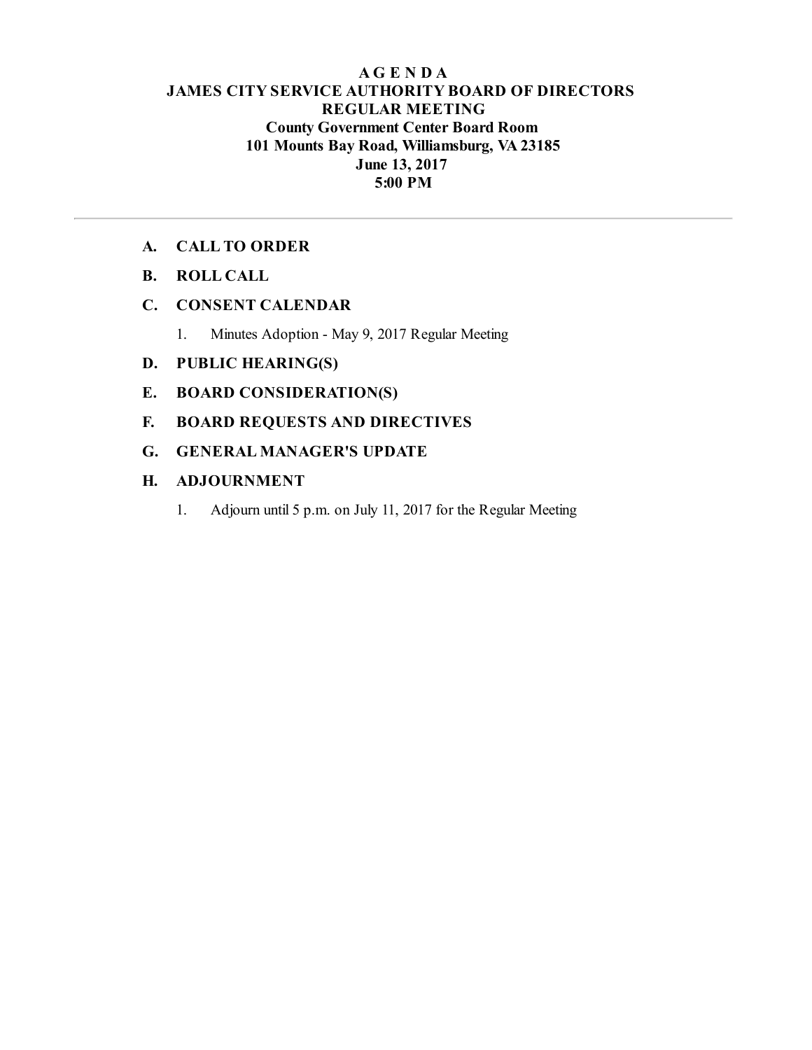# A G E N D A
# JAMES CITY SERVICE AUTHORITY BOARD OF DIRECTORS
## REGULAR MEETING
**County Government Center Board Room**
**101 Mounts Bay Road, Williamsburg, VA 23185**
**June 13, 2017**
**5:00 PM**

---

**A. CALL TO ORDER**

**B. ROLL CALL**

**C. CONSENT CALENDAR**

1. Minutes Adoption - May 9, 2017 Regular Meeting

**D. PUBLIC HEARING(S)**

**E. BOARD CONSIDERATION(S)**

**F. BOARD REQUESTS AND DIRECTIVES**

**G. GENERAL MANAGER'S UPDATE**

**H. ADJOURNMENT**

1. Adjourn until 5 p.m. on July 11, 2017 for the Regular Meeting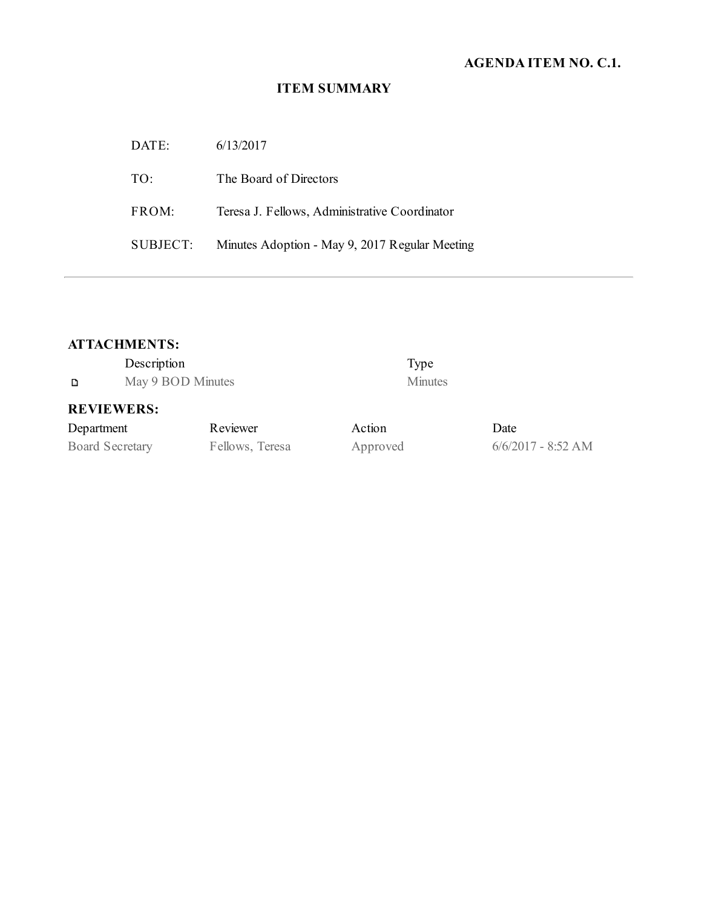**AGENDA ITEM NO. C.1.**

## ITEM SUMMARY

| | |
|---|---|
| DATE: | 6/13/2017 |
| TO: | The Board of Directors |
| FROM: | Teresa J. Fellows, Administrative Coordinator |
| SUBJECT: | Minutes Adoption - May 9, 2017 Regular Meeting |

---

### ATTACHMENTS:

| Description | Type |
|---|---|
| May 9 BOD Minutes | Minutes |

### REVIEWERS:

| Department | Reviewer | Action | Date |
|---|---|---|---|
| Board Secretary | Fellows, Teresa | Approved | 6/6/2017 - 8:52 AM |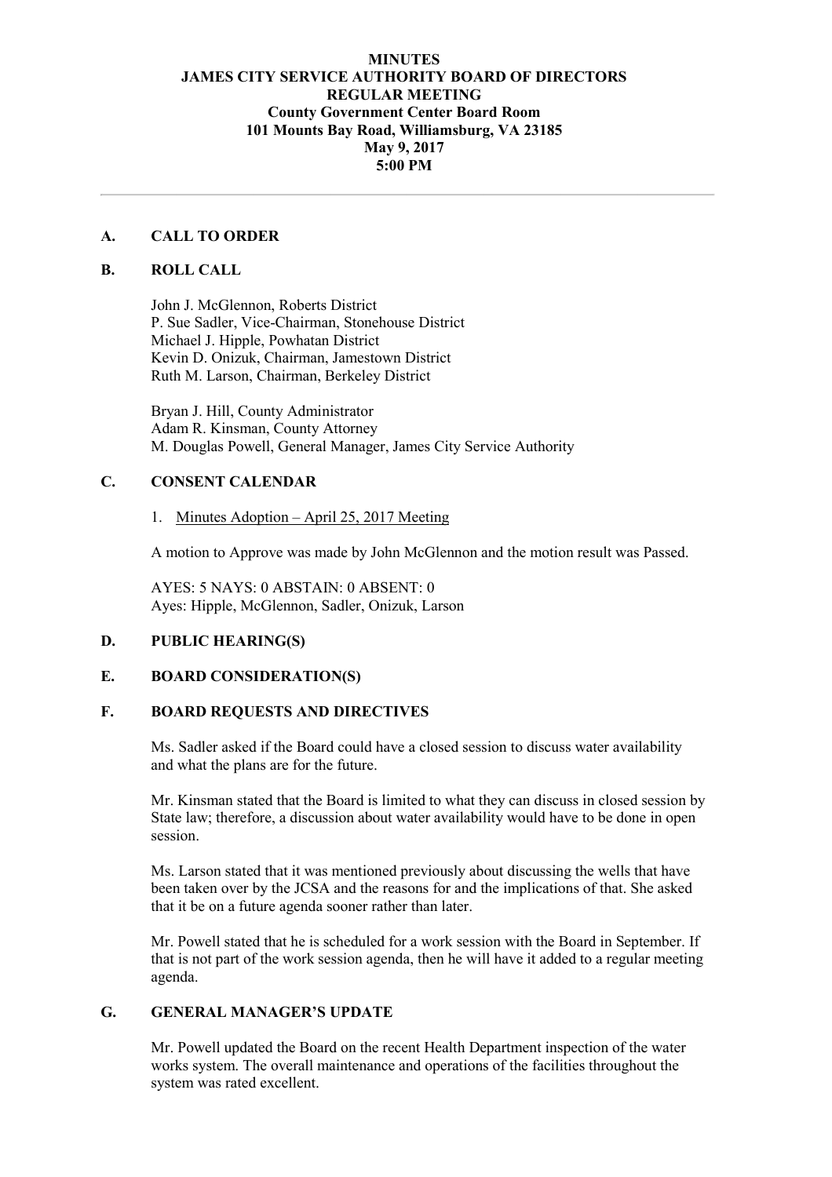**MINUTES**
**JAMES CITY SERVICE AUTHORITY BOARD OF DIRECTORS**
**REGULAR MEETING**
**County Government Center Board Room**
**101 Mounts Bay Road, Williamsburg, VA 23185**
**May 9, 2017**
**5:00 PM**

---

## A. CALL TO ORDER

## B. ROLL CALL

John J. McGlennon, Roberts District
P. Sue Sadler, Vice-Chairman, Stonehouse District
Michael J. Hipple, Powhatan District
Kevin D. Onizuk, Chairman, Jamestown District
Ruth M. Larson, Chairman, Berkeley District

Bryan J. Hill, County Administrator
Adam R. Kinsman, County Attorney
M. Douglas Powell, General Manager, James City Service Authority

## C. CONSENT CALENDAR

1. Minutes Adoption – April 25, 2017 Meeting

A motion to Approve was made by John McGlennon and the motion result was Passed.

AYES: 5 NAYS: 0 ABSTAIN: 0 ABSENT: 0
Ayes: Hipple, McGlennon, Sadler, Onizuk, Larson

## D. PUBLIC HEARING(S)

## E. BOARD CONSIDERATION(S)

## F. BOARD REQUESTS AND DIRECTIVES

Ms. Sadler asked if the Board could have a closed session to discuss water availability and what the plans are for the future.

Mr. Kinsman stated that the Board is limited to what they can discuss in closed session by State law; therefore, a discussion about water availability would have to be done in open session.

Ms. Larson stated that it was mentioned previously about discussing the wells that have been taken over by the JCSA and the reasons for and the implications of that. She asked that it be on a future agenda sooner rather than later.

Mr. Powell stated that he is scheduled for a work session with the Board in September. If that is not part of the work session agenda, then he will have it added to a regular meeting agenda.

## G. GENERAL MANAGER'S UPDATE

Mr. Powell updated the Board on the recent Health Department inspection of the water works system. The overall maintenance and operations of the facilities throughout the system was rated excellent.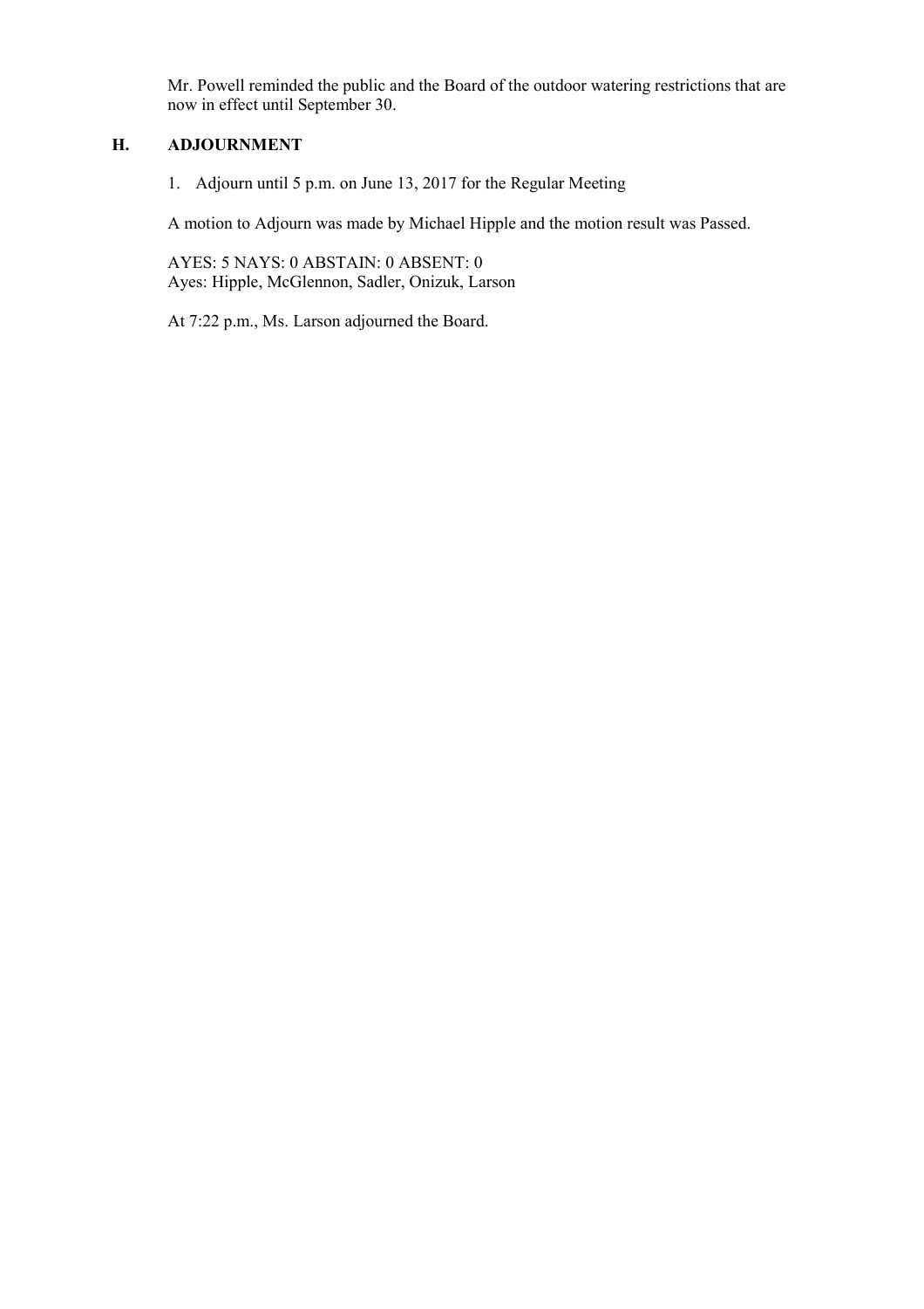Mr. Powell reminded the public and the Board of the outdoor watering restrictions that are now in effect until September 30.

## H. ADJOURNMENT

1. Adjourn until 5 p.m. on June 13, 2017 for the Regular Meeting

A motion to Adjourn was made by Michael Hipple and the motion result was Passed.

AYES: 5 NAYS: 0 ABSTAIN: 0 ABSENT: 0
Ayes: Hipple, McGlennon, Sadler, Onizuk, Larson

At 7:22 p.m., Ms. Larson adjourned the Board.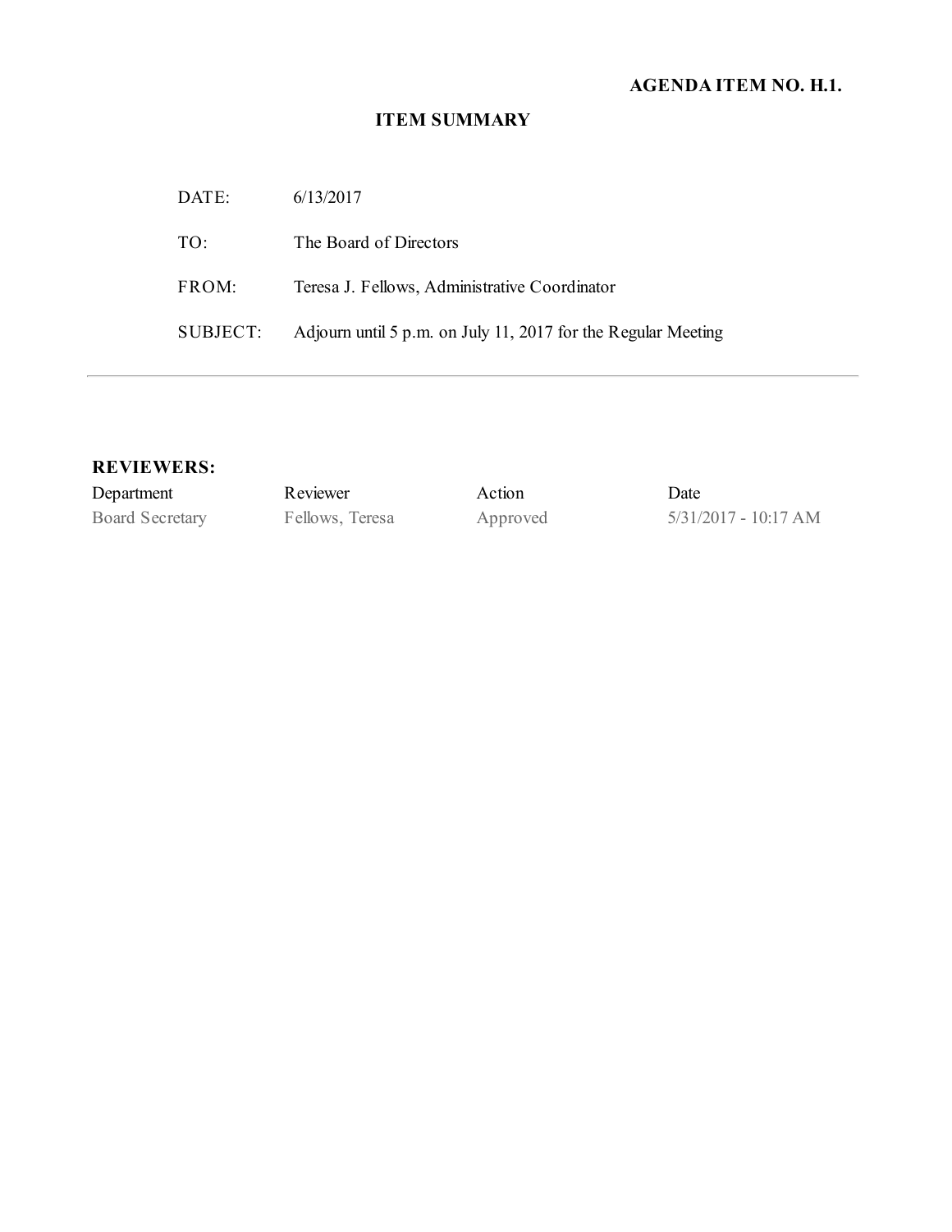**AGENDA ITEM NO. H.1.**

## ITEM SUMMARY

| | |
|---|---|
| DATE: | 6/13/2017 |
| TO: | The Board of Directors |
| FROM: | Teresa J. Fellows, Administrative Coordinator |
| SUBJECT: | Adjourn until 5 p.m. on July 11, 2017 for the Regular Meeting |

---

**REVIEWERS:**

| Department | Reviewer | Action | Date |
|---|---|---|---|
| Board Secretary | Fellows, Teresa | Approved | 5/31/2017 - 10:17 AM |